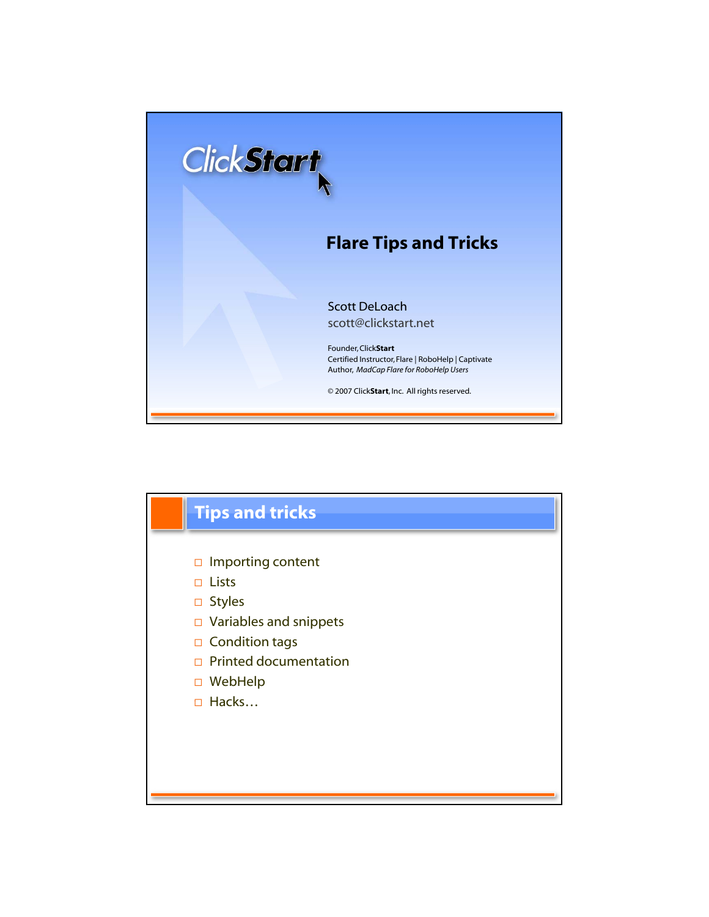ClickStart

# Flare Tips and Tricks

Scott DeLoach
scott@clickstart.net

Founder, Click**Start**
Certified Instructor, Flare | RoboHelp | Captivate
Author, *MadCap Flare for RoboHelp Users*

© 2007 Click**Start**, Inc. All rights reserved.

## Tips and tricks

- Importing content
- Lists
- Styles
- Variables and snippets
- Condition tags
- Printed documentation
- WebHelp
- Hacks…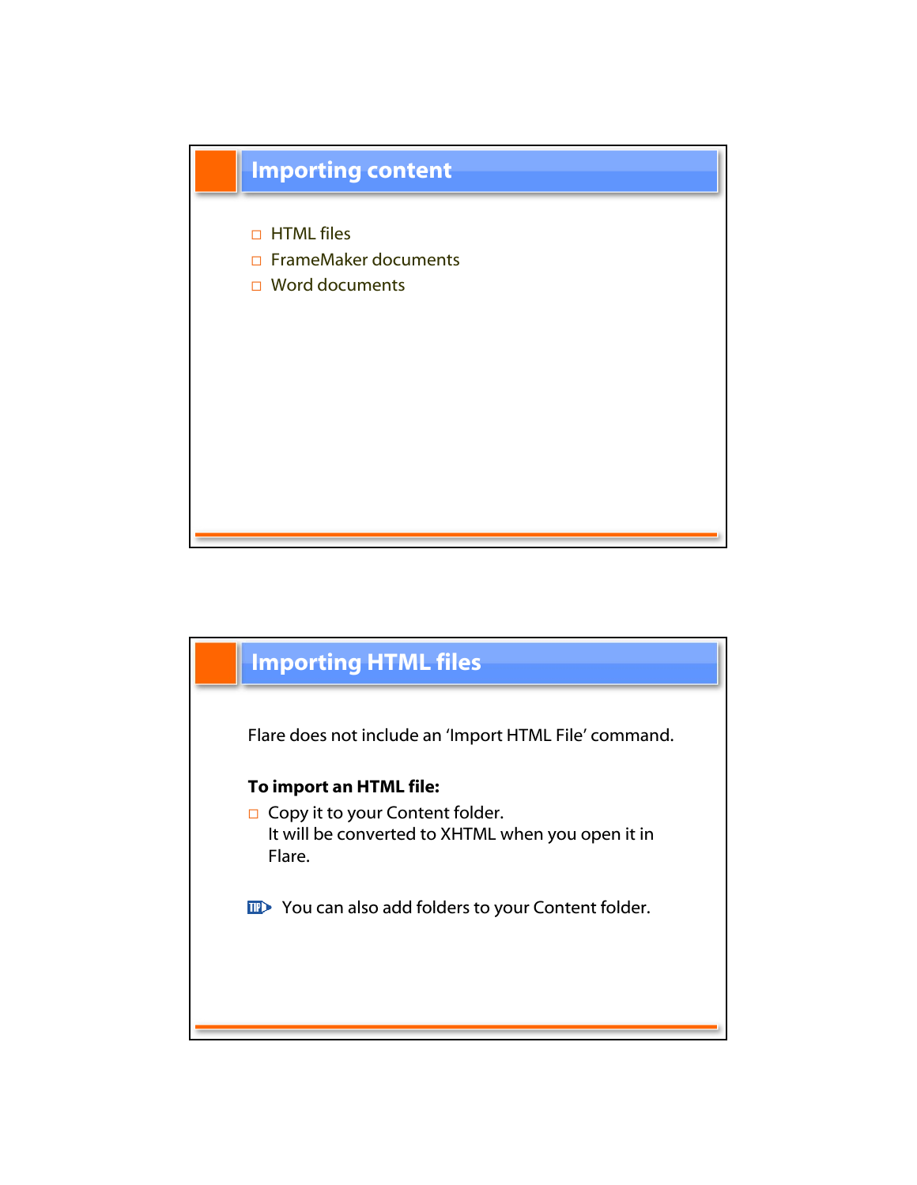## Importing content

- HTML files
- FrameMaker documents
- Word documents

## Importing HTML files

Flare does not include an 'Import HTML File' command.

**To import an HTML file:**

- Copy it to your Content folder.
  It will be converted to XHTML when you open it in Flare.

TIP: You can also add folders to your Content folder.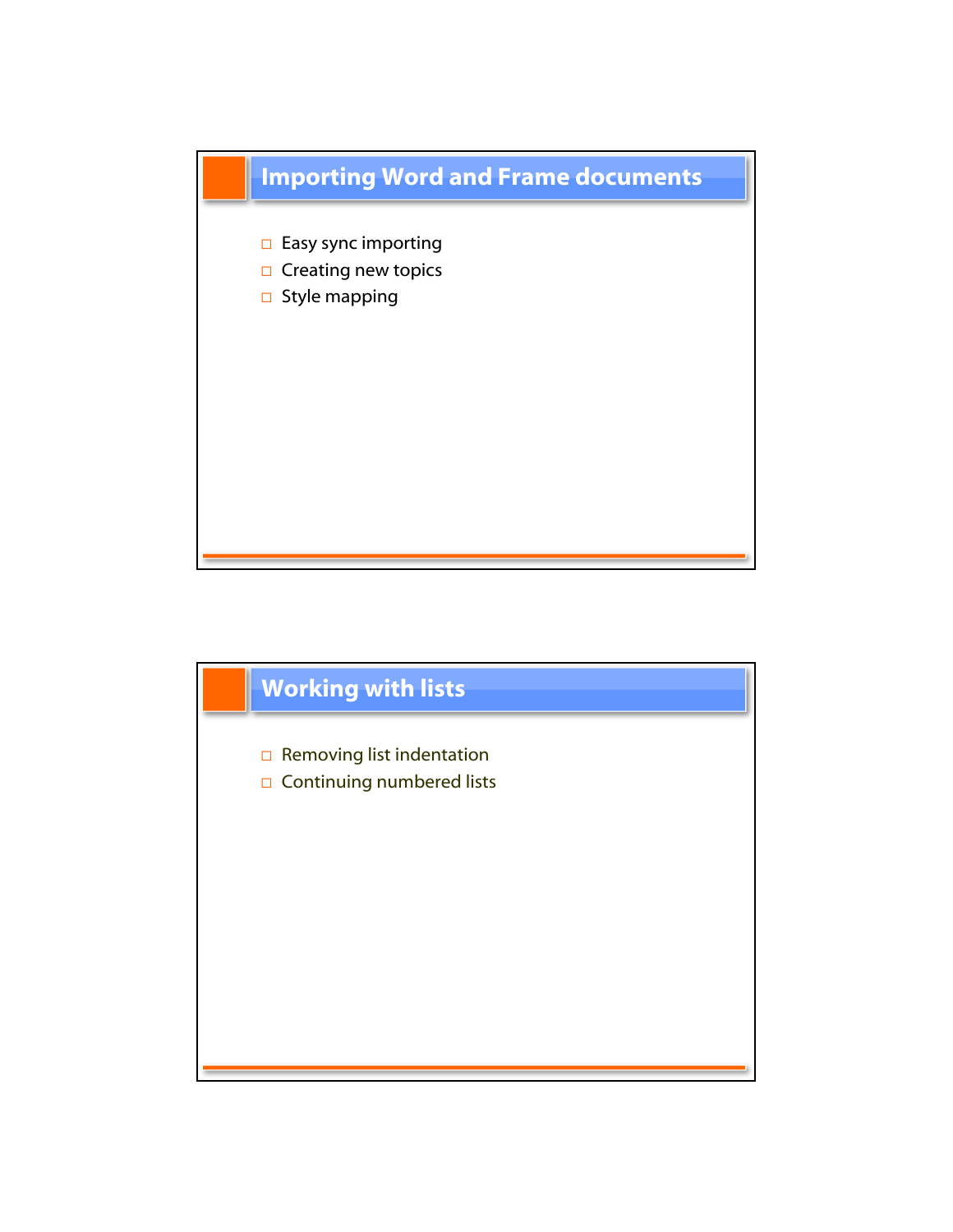## Importing Word and Frame documents

- Easy sync importing
- Creating new topics
- Style mapping

## Working with lists

- Removing list indentation
- Continuing numbered lists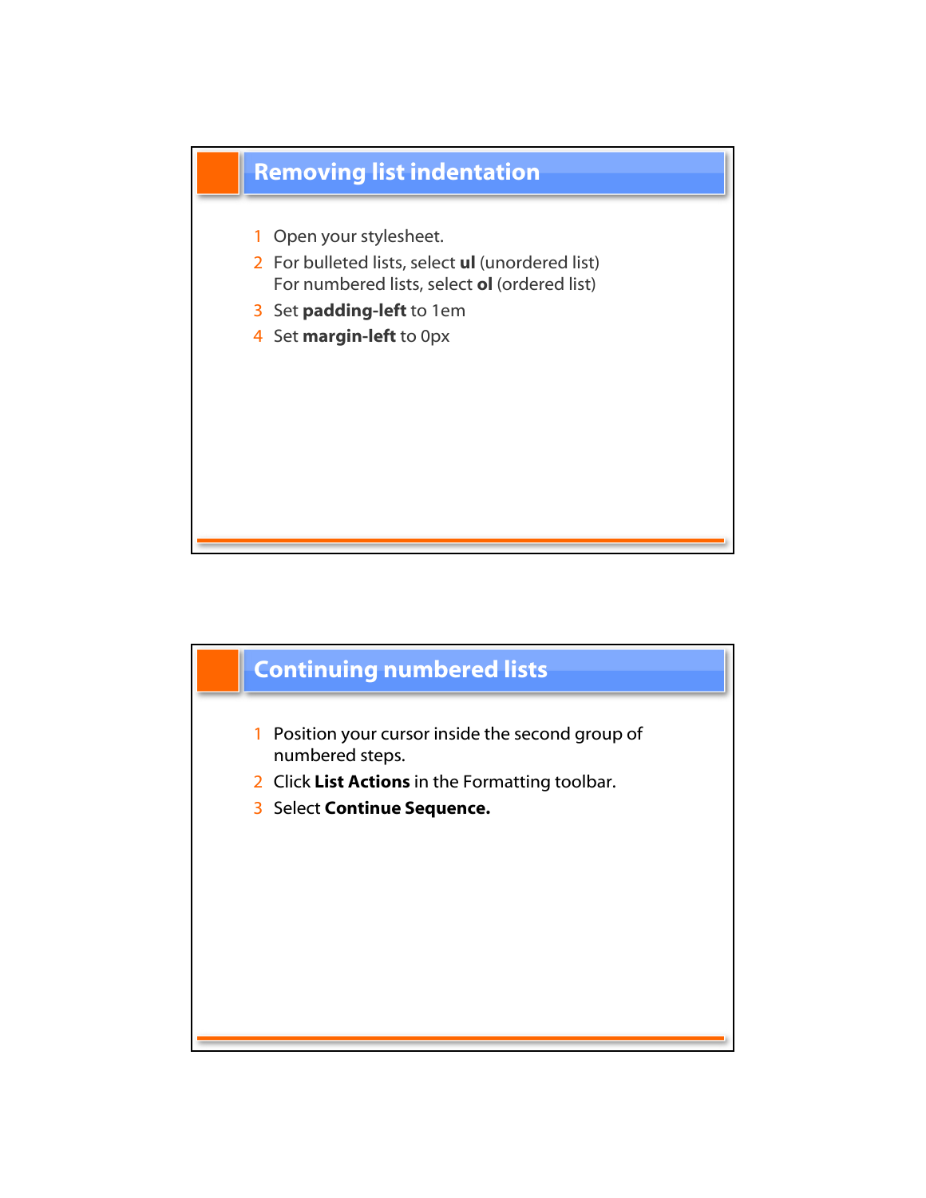## Removing list indentation

1. Open your stylesheet.
2. For bulleted lists, select **ul** (unordered list)
   For numbered lists, select **ol** (ordered list)
3. Set **padding-left** to 1em
4. Set **margin-left** to 0px

## Continuing numbered lists

1. Position your cursor inside the second group of numbered steps.
2. Click **List Actions** in the Formatting toolbar.
3. Select **Continue Sequence.**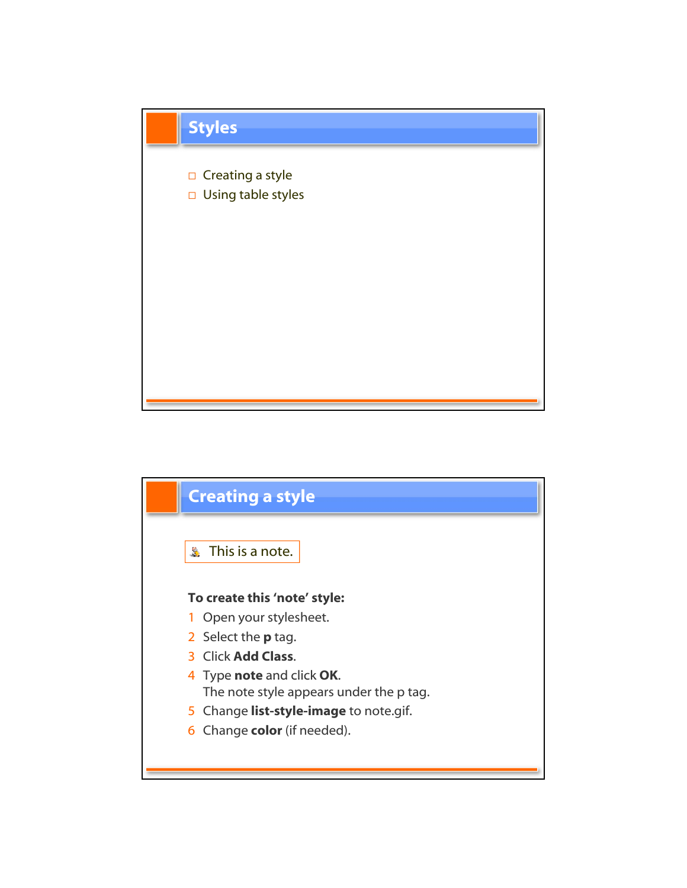## Styles

- Creating a style
- Using table styles

## Creating a style

This is a note.

**To create this 'note' style:**

1. Open your stylesheet.
2. Select the **p** tag.
3. Click **Add Class**.
4. Type **note** and click **OK**.
   The note style appears under the p tag.
5. Change **list-style-image** to note.gif.
6. Change **color** (if needed).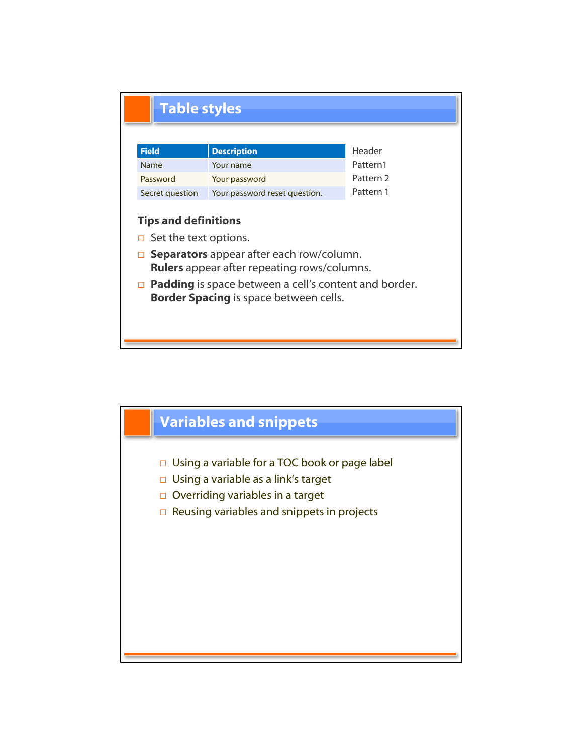# Table styles

| Field | Description | |
| --- | --- | --- |
| Name | Your name | Pattern1 |
| Password | Your password | Pattern 2 |
| Secret question | Your password reset question. | Pattern 1 |

Header

### Tips and definitions

- Set the text options.
- **Separators** appear after each row/column.
  **Rulers** appear after repeating rows/columns.
- **Padding** is space between a cell's content and border.
  **Border Spacing** is space between cells.

# Variables and snippets

- Using a variable for a TOC book or page label
- Using a variable as a link's target
- Overriding variables in a target
- Reusing variables and snippets in projects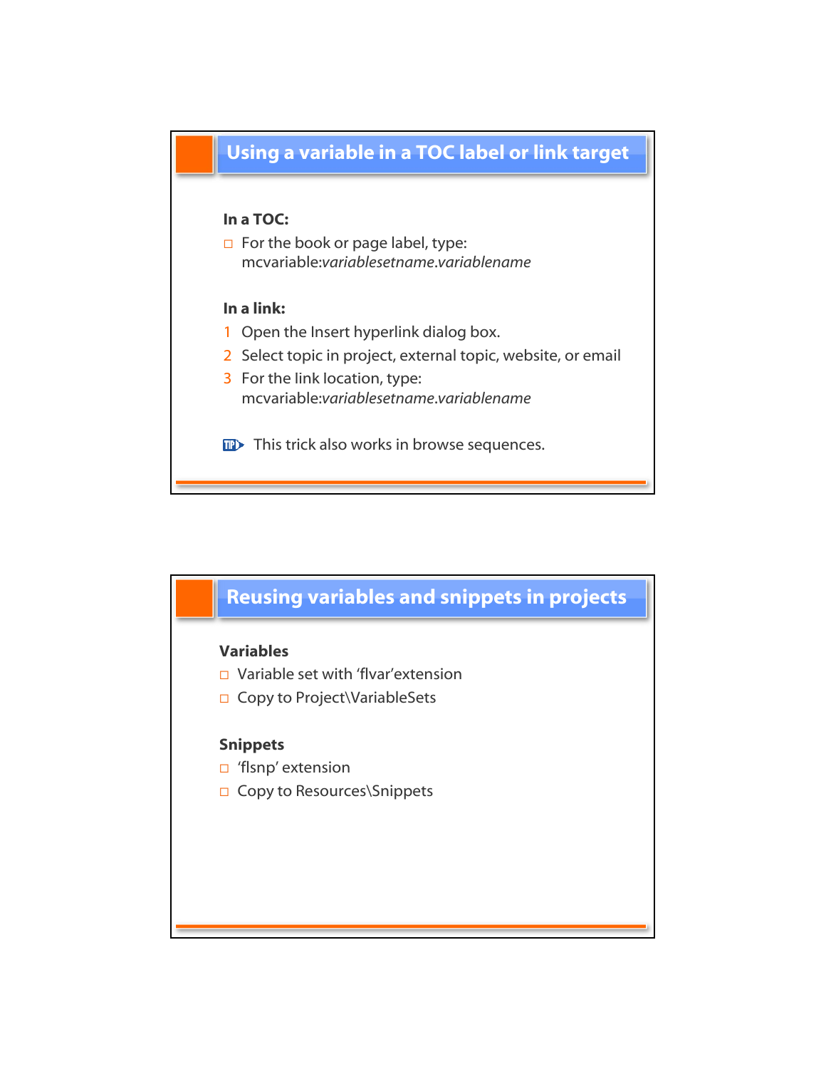## Using a variable in a TOC label or link target

**In a TOC:**

- For the book or page label, type: mcvariable:*variablesetname.variablename*

**In a link:**

1. Open the Insert hyperlink dialog box.
2. Select topic in project, external topic, website, or email
3. For the link location, type: mcvariable:*variablesetname.variablename*

TIP: This trick also works in browse sequences.

## Reusing variables and snippets in projects

**Variables**

- Variable set with 'flvar'extension
- Copy to Project\VariableSets

**Snippets**

- 'flsnp' extension
- Copy to Resources\Snippets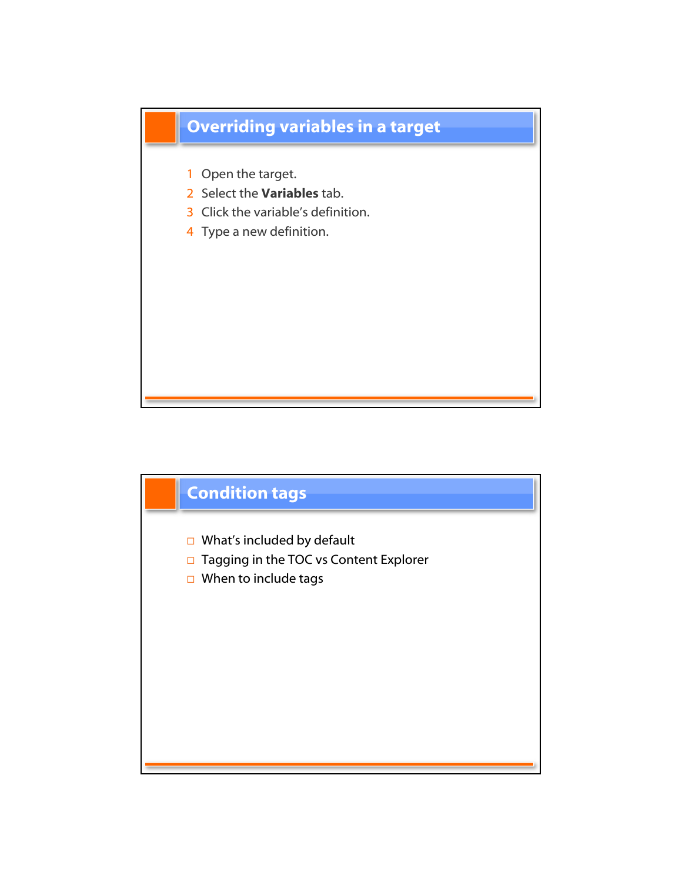## Overriding variables in a target

1. Open the target.
2. Select the **Variables** tab.
3. Click the variable's definition.
4. Type a new definition.

## Condition tags

- What's included by default
- Tagging in the TOC vs Content Explorer
- When to include tags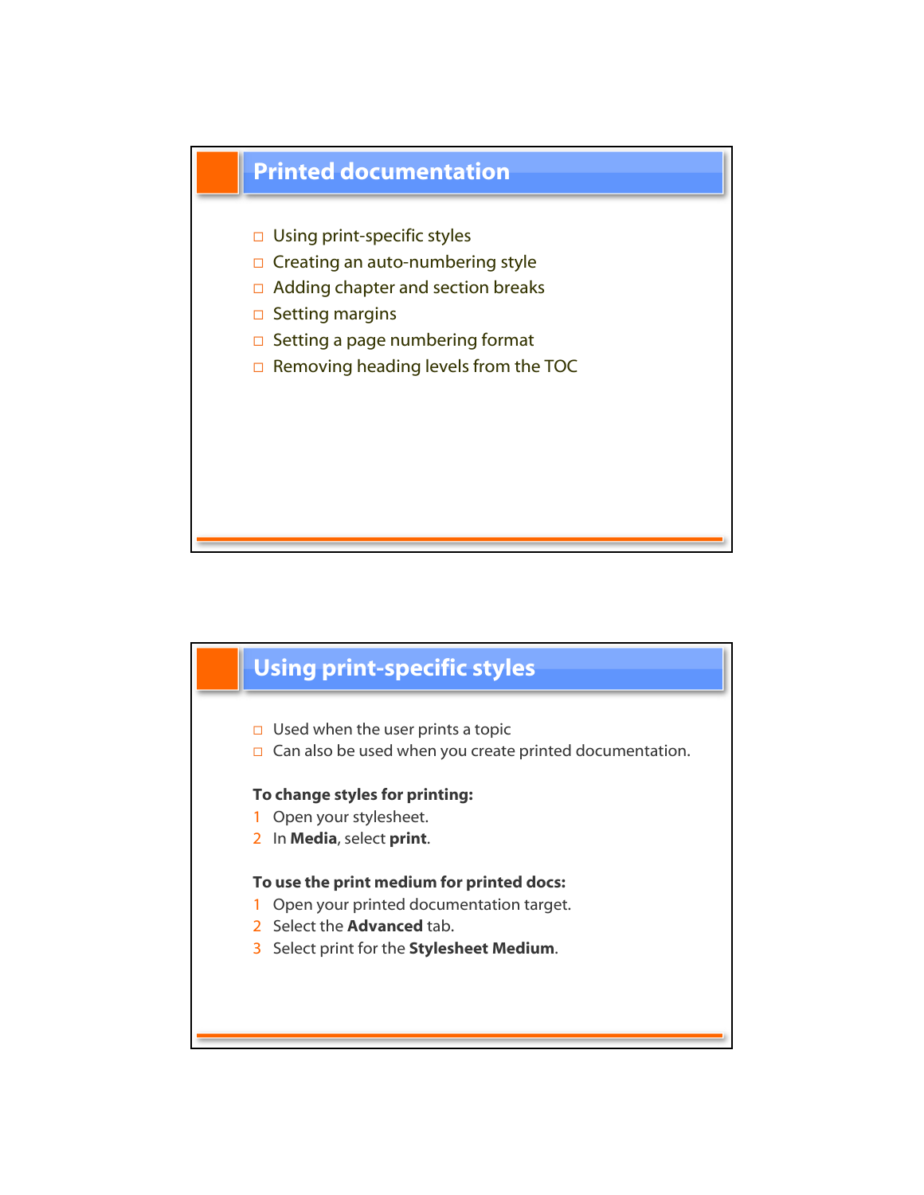## Printed documentation

- Using print-specific styles
- Creating an auto-numbering style
- Adding chapter and section breaks
- Setting margins
- Setting a page numbering format
- Removing heading levels from the TOC

## Using print-specific styles

- Used when the user prints a topic
- Can also be used when you create printed documentation.

**To change styles for printing:**

1. Open your stylesheet.
2. In **Media**, select **print**.

**To use the print medium for printed docs:**

1. Open your printed documentation target.
2. Select the **Advanced** tab.
3. Select print for the **Stylesheet Medium**.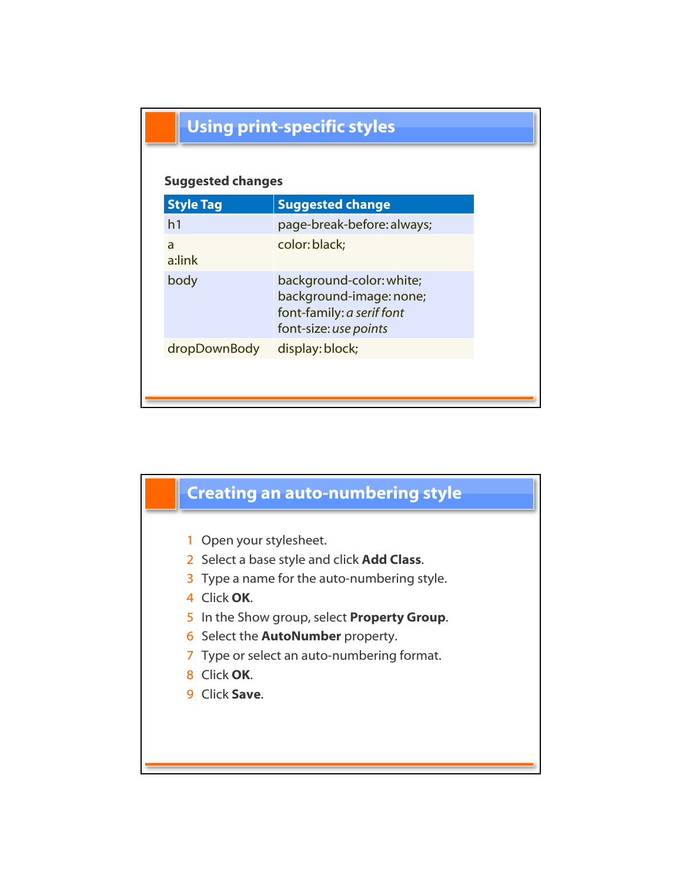## Using print-specific styles

### Suggested changes

| Style Tag | Suggested change |
| --- | --- |
| h1 | page-break-before: always; |
| a<br>a:link | color: black; |
| body | background-color: white;<br>background-image: none;<br>font-family: *a serif font*<br>font-size: *use points* |
| dropDownBody | display: block; |

## Creating an auto-numbering style

1. Open your stylesheet.
2. Select a base style and click **Add Class**.
3. Type a name for the auto-numbering style.
4. Click **OK**.
5. In the Show group, select **Property Group**.
6. Select the **AutoNumber** property.
7. Type or select an auto-numbering format.
8. Click **OK**.
9. Click **Save**.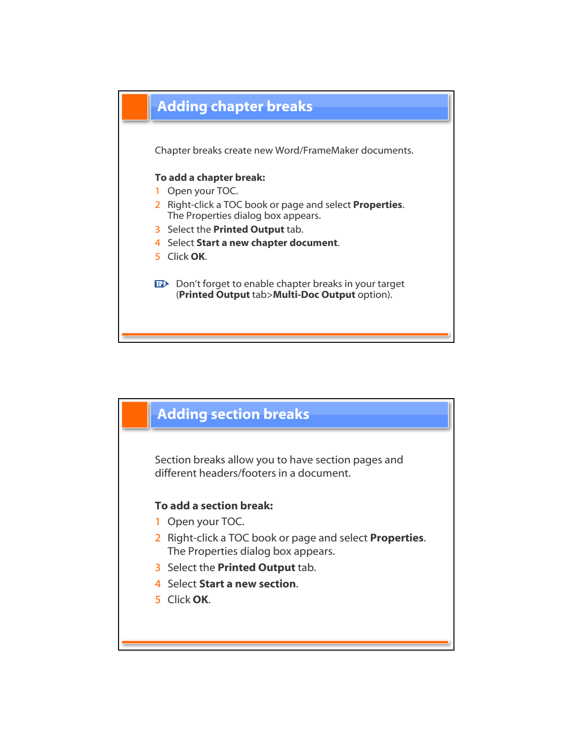## Adding chapter breaks

Chapter breaks create new Word/FrameMaker documents.

**To add a chapter break:**

1. Open your TOC.
2. Right-click a TOC book or page and select **Properties**. The Properties dialog box appears.
3. Select the **Printed Output** tab.
4. Select **Start a new chapter document**.
5. Click **OK**.

TIP: Don't forget to enable chapter breaks in your target (**Printed Output** tab>**Multi-Doc Output** option).

## Adding section breaks

Section breaks allow you to have section pages and different headers/footers in a document.

**To add a section break:**

1. Open your TOC.
2. Right-click a TOC book or page and select **Properties**. The Properties dialog box appears.
3. Select the **Printed Output** tab.
4. Select **Start a new section**.
5. Click **OK**.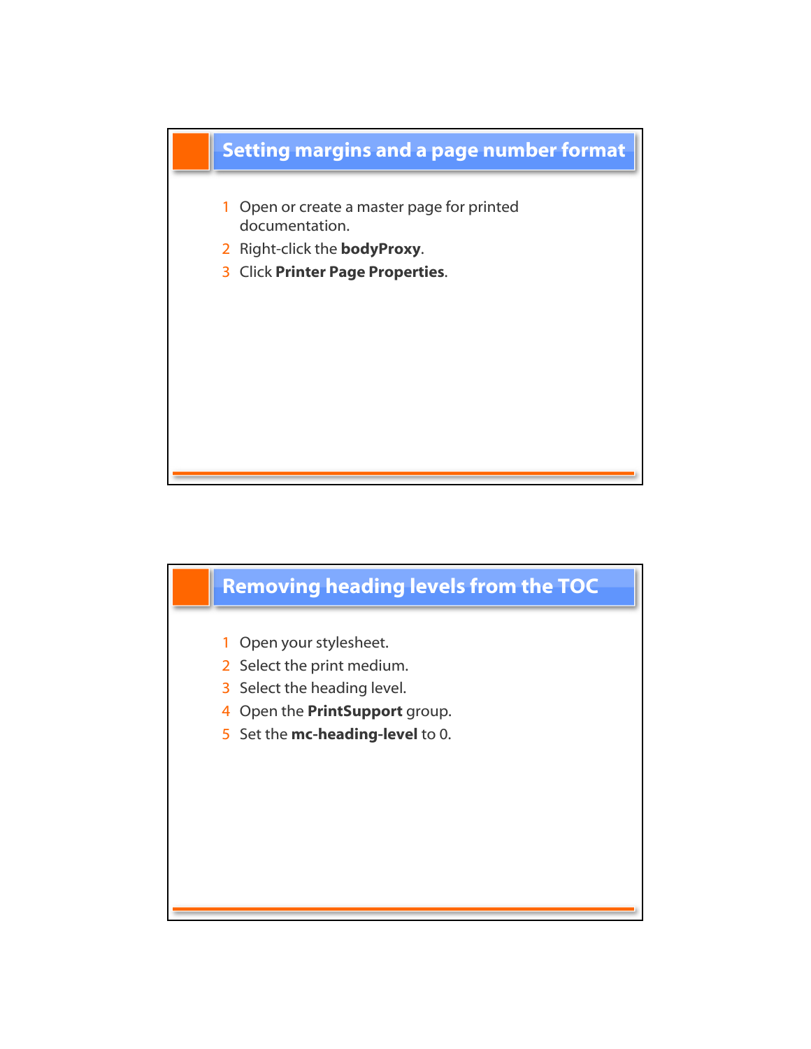## Setting margins and a page number format

1. Open or create a master page for printed documentation.
2. Right-click the **bodyProxy**.
3. Click **Printer Page Properties**.

## Removing heading levels from the TOC

1. Open your stylesheet.
2. Select the print medium.
3. Select the heading level.
4. Open the **PrintSupport** group.
5. Set the **mc-heading-level** to 0.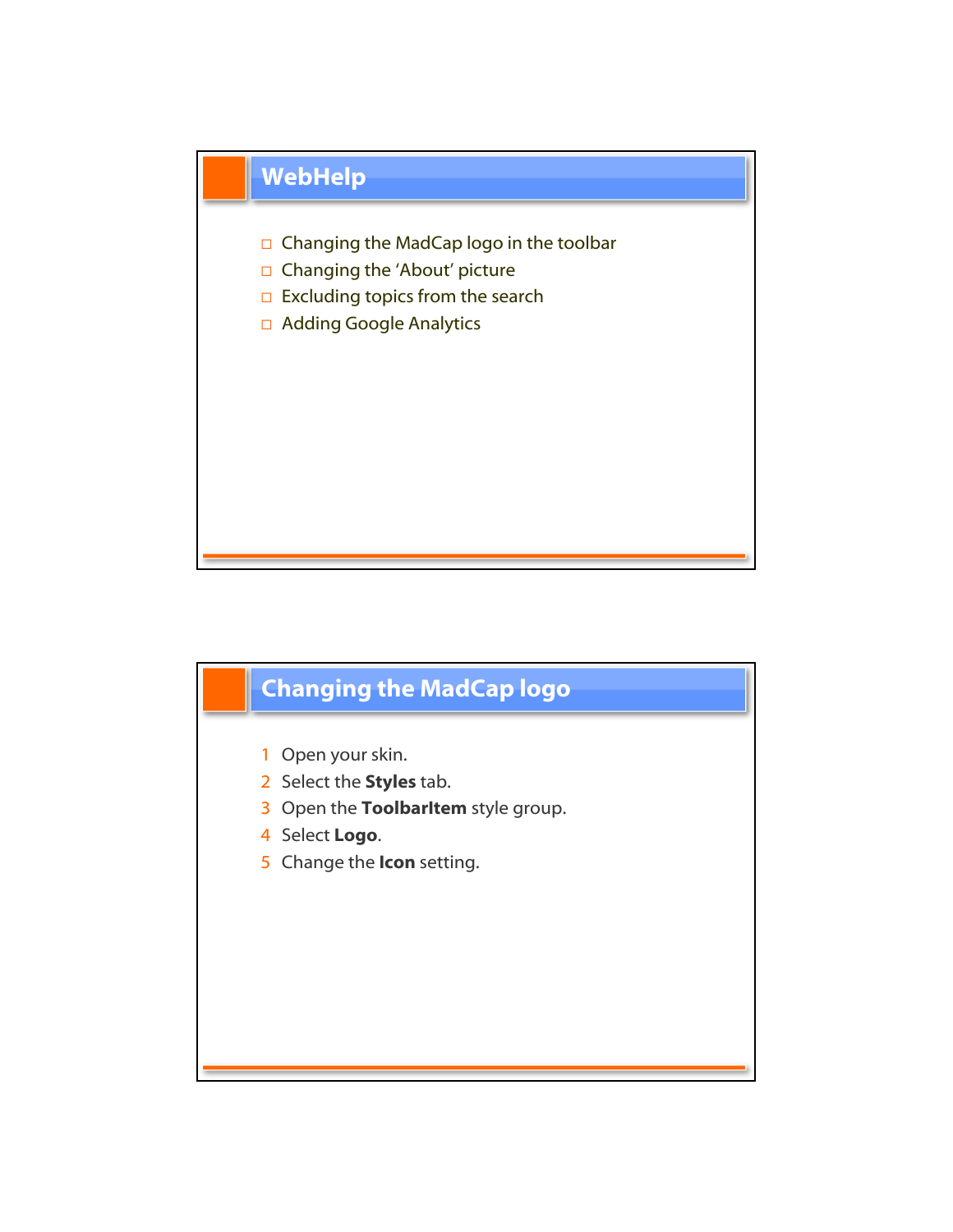## WebHelp

- Changing the MadCap logo in the toolbar
- Changing the ‘About’ picture
- Excluding topics from the search
- Adding Google Analytics

## Changing the MadCap logo

1. Open your skin.
2. Select the **Styles** tab.
3. Open the **ToolbarItem** style group.
4. Select **Logo**.
5. Change the **Icon** setting.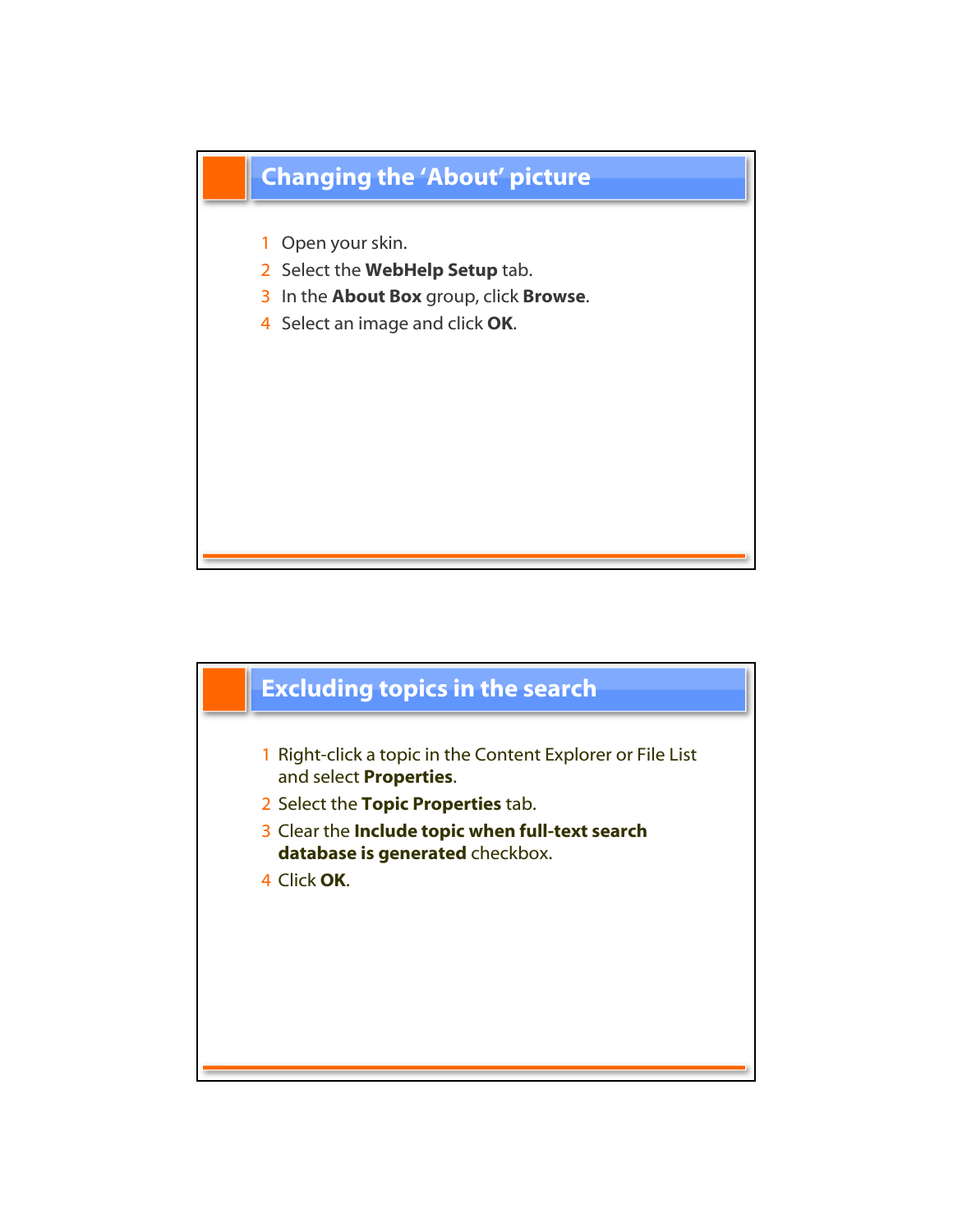## Changing the 'About' picture

1. Open your skin.
2. Select the **WebHelp Setup** tab.
3. In the **About Box** group, click **Browse**.
4. Select an image and click **OK**.

## Excluding topics in the search

1. Right-click a topic in the Content Explorer or File List and select **Properties**.
2. Select the **Topic Properties** tab.
3. Clear the **Include topic when full-text search database is generated** checkbox.
4. Click **OK**.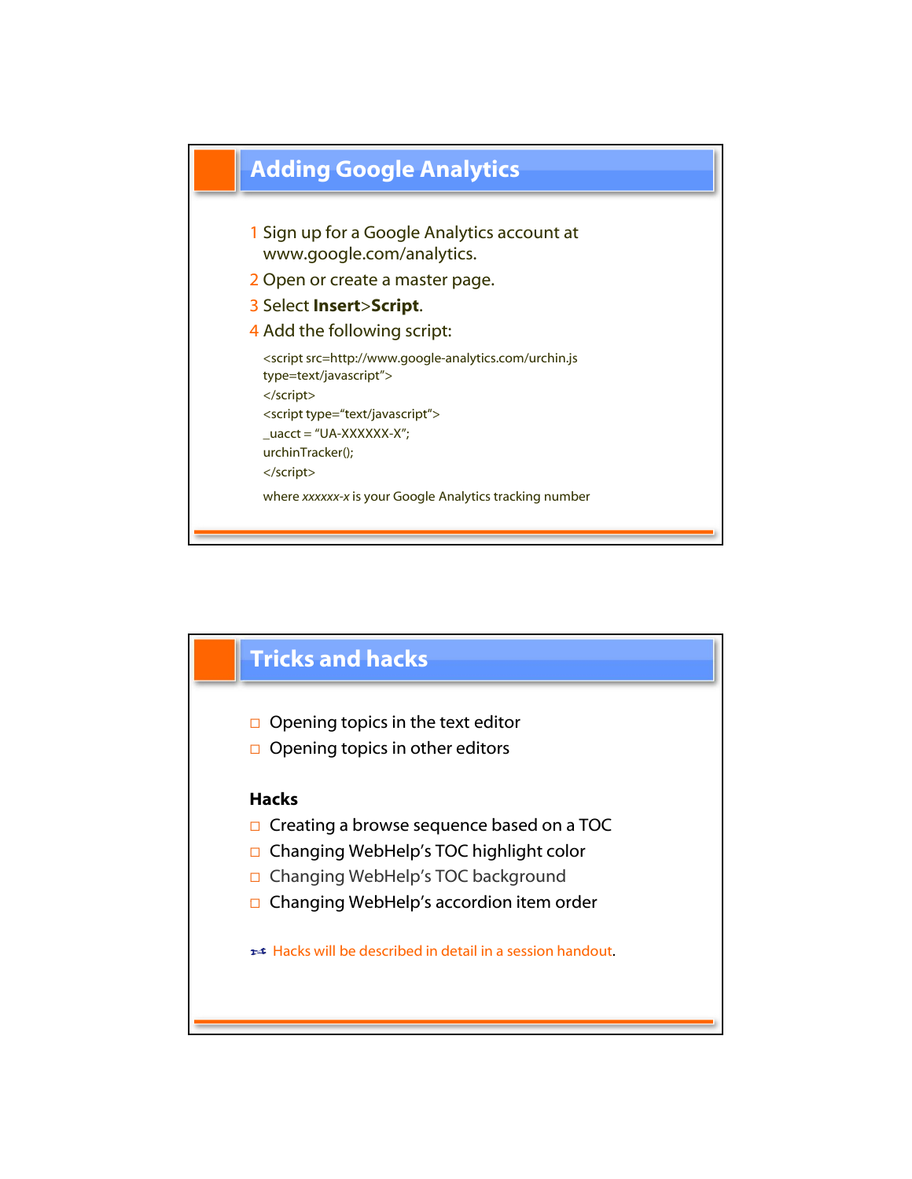## Adding Google Analytics

1. Sign up for a Google Analytics account at www.google.com/analytics.
2. Open or create a master page.
3. Select **Insert**>**Script**.
4. Add the following script:

```
<script src=http://www.google-analytics.com/urchin.js
type=text/javascript">
</script>
<script type="text/javascript">
_uacct = "UA-XXXXXX-X";
urchinTracker();
</script>
```

where *xxxxxx-x* is your Google Analytics tracking number

## Tricks and hacks

- Opening topics in the text editor
- Opening topics in other editors

**Hacks**

- Creating a browse sequence based on a TOC
- Changing WebHelp's TOC highlight color
- Changing WebHelp's TOC background
- Changing WebHelp's accordion item order

Hacks will be described in detail in a session handout.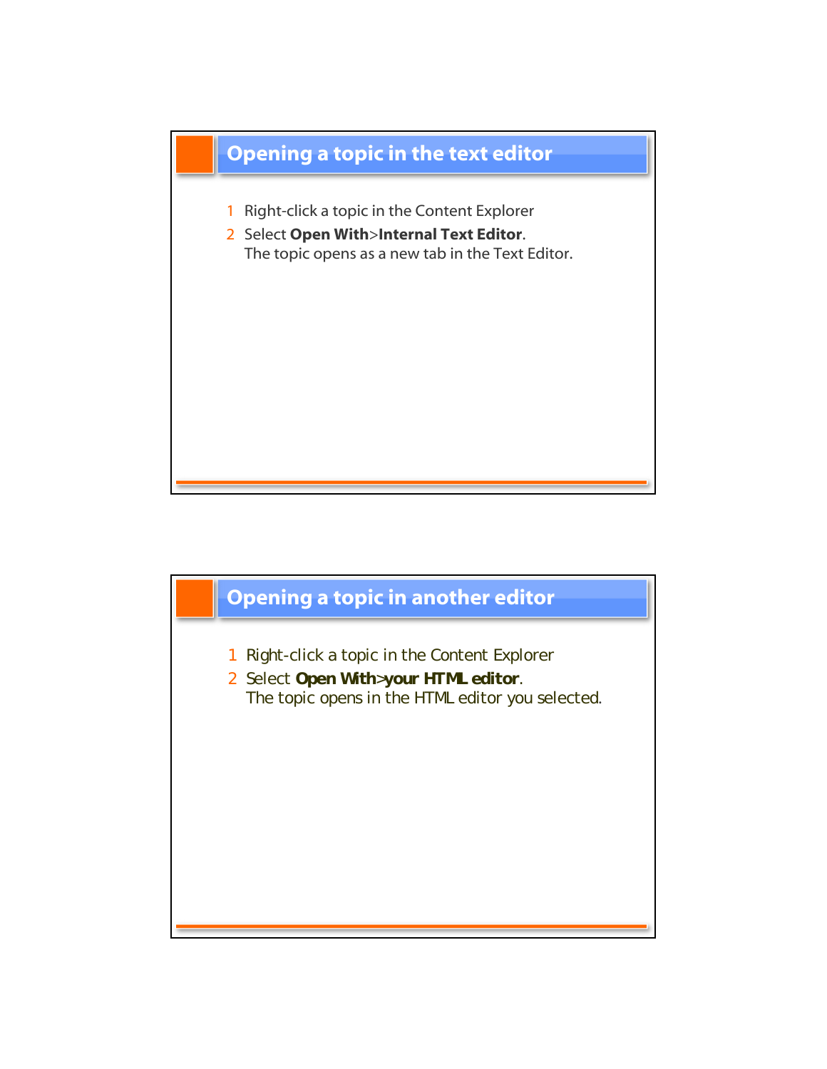## Opening a topic in the text editor

1. Right-click a topic in the Content Explorer
2. Select **Open With**>**Internal Text Editor**.
   The topic opens as a new tab in the Text Editor.

## Opening a topic in another editor

1. Right-click a topic in the Content Explorer
2. Select **Open With**>**your HTML editor**.
   The topic opens in the HTML editor you selected.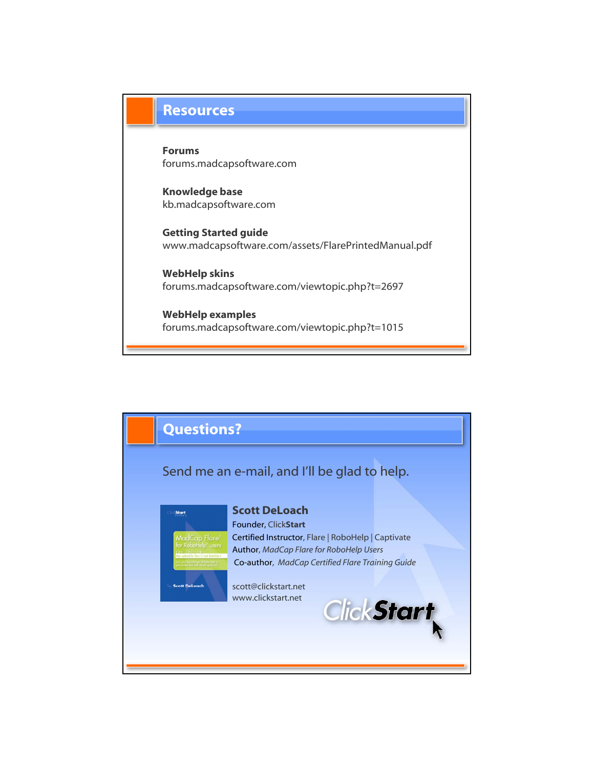## Resources

**Forums**
forums.madcapsoftware.com

**Knowledge base**
kb.madcapsoftware.com

**Getting Started guide**
www.madcapsoftware.com/assets/FlarePrintedManual.pdf

**WebHelp skins**
forums.madcapsoftware.com/viewtopic.php?t=2697

**WebHelp examples**
forums.madcapsoftware.com/viewtopic.php?t=1015

## Questions?

Send me an e-mail, and I'll be glad to help.

**Scott DeLoach**
Founder, Click**Start**
Certified Instructor, Flare | RoboHelp | Captivate
Author, *MadCap Flare for RoboHelp Users*
Co-author, *MadCap Certified Flare Training Guide*

scott@clickstart.net
www.clickstart.net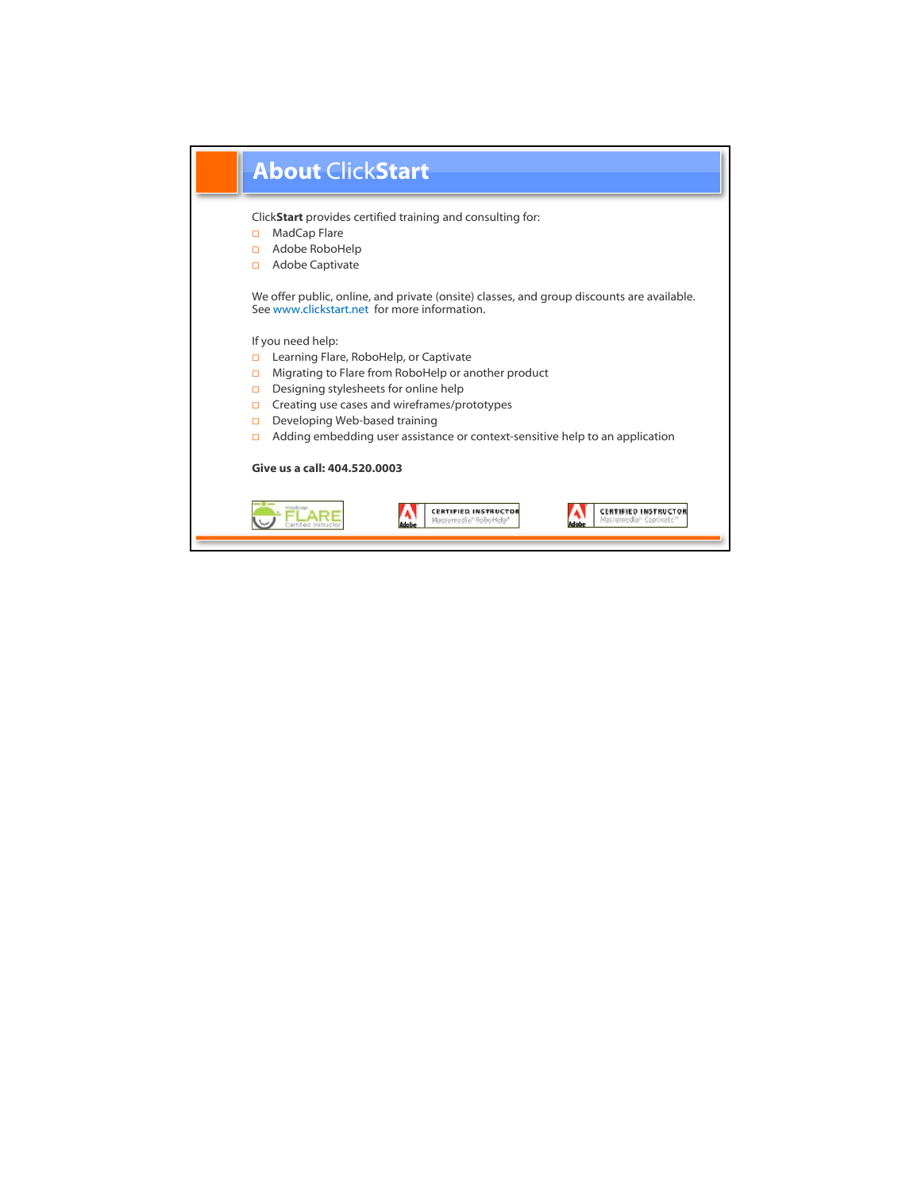# About ClickStart

Click**Start** provides certified training and consulting for:

- MadCap Flare
- Adobe RoboHelp
- Adobe Captivate

We offer public, online, and private (onsite) classes, and group discounts are available. See www.clickstart.net for more information.

If you need help:

- Learning Flare, RoboHelp, or Captivate
- Migrating to Flare from RoboHelp or another product
- Designing stylesheets for online help
- Creating use cases and wireframes/prototypes
- Developing Web-based training
- Adding embedding user assistance or context-sensitive help to an application

**Give us a call: 404.520.0003**

madcap FLARE Certified Instructor

Adobe CERTIFIED INSTRUCTOR Macromedia® RoboHelp®

Adobe CERTIFIED INSTRUCTOR Macromedia® Captivate™